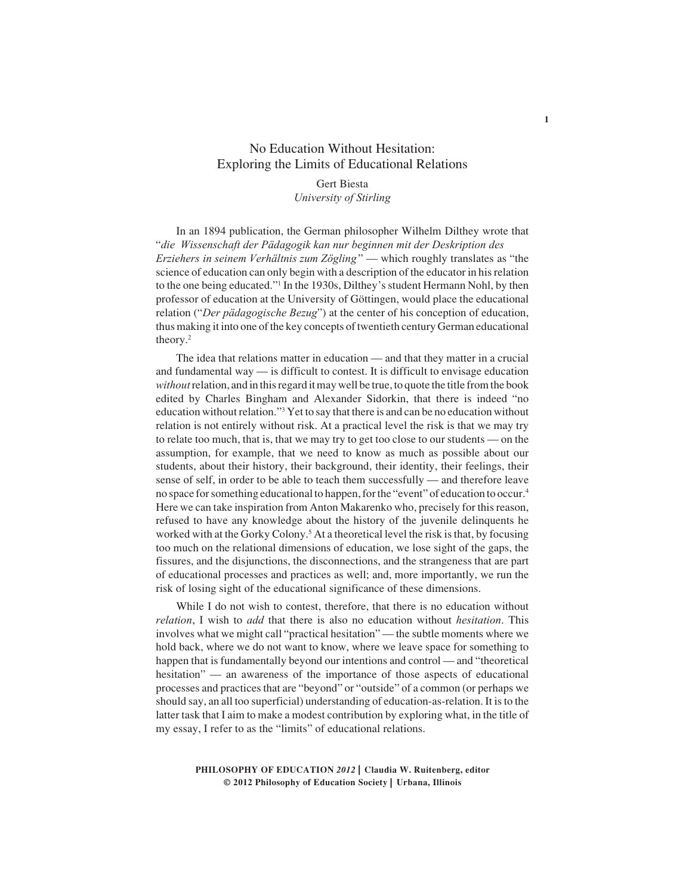# No Education Without Hesitation: Exploring the Limits of Educational Relations

Gert Biesta
*University of Stirling*

In an 1894 publication, the German philosopher Wilhelm Dilthey wrote that "*die Wissenschaft der Pädagogik kan nur beginnen mit der Deskription des Erziehers in seinem Verhältnis zum Zögling*" — which roughly translates as "the science of education can only begin with a description of the educator in his relation to the one being educated."[1] In the 1930s, Dilthey's student Hermann Nohl, by then professor of education at the University of Göttingen, would place the educational relation ("*Der pädagogische Bezug*") at the center of his conception of education, thus making it into one of the key concepts of twentieth century German educational theory.[2]

The idea that relations matter in education — and that they matter in a crucial and fundamental way — is difficult to contest. It is difficult to envisage education *without* relation, and in this regard it may well be true, to quote the title from the book edited by Charles Bingham and Alexander Sidorkin, that there is indeed "no education without relation."[3] Yet to say that there is and can be no education without relation is not entirely without risk. At a practical level the risk is that we may try to relate too much, that is, that we may try to get too close to our students — on the assumption, for example, that we need to know as much as possible about our students, about their history, their background, their identity, their feelings, their sense of self, in order to be able to teach them successfully — and therefore leave no space for something educational to happen, for the "event" of education to occur.[4] Here we can take inspiration from Anton Makarenko who, precisely for this reason, refused to have any knowledge about the history of the juvenile delinquents he worked with at the Gorky Colony.[5] At a theoretical level the risk is that, by focusing too much on the relational dimensions of education, we lose sight of the gaps, the fissures, and the disjunctions, the disconnections, and the strangeness that are part of educational processes and practices as well; and, more importantly, we run the risk of losing sight of the educational significance of these dimensions.

While I do not wish to contest, therefore, that there is no education without *relation*, I wish to *add* that there is also no education without *hesitation*. This involves what we might call "practical hesitation" — the subtle moments where we hold back, where we do not want to know, where we leave space for something to happen that is fundamentally beyond our intentions and control — and "theoretical hesitation" — an awareness of the importance of those aspects of educational processes and practices that are "beyond" or "outside" of a common (or perhaps we should say, an all too superficial) understanding of education-as-relation. It is to the latter task that I aim to make a modest contribution by exploring what, in the title of my essay, I refer to as the "limits" of educational relations.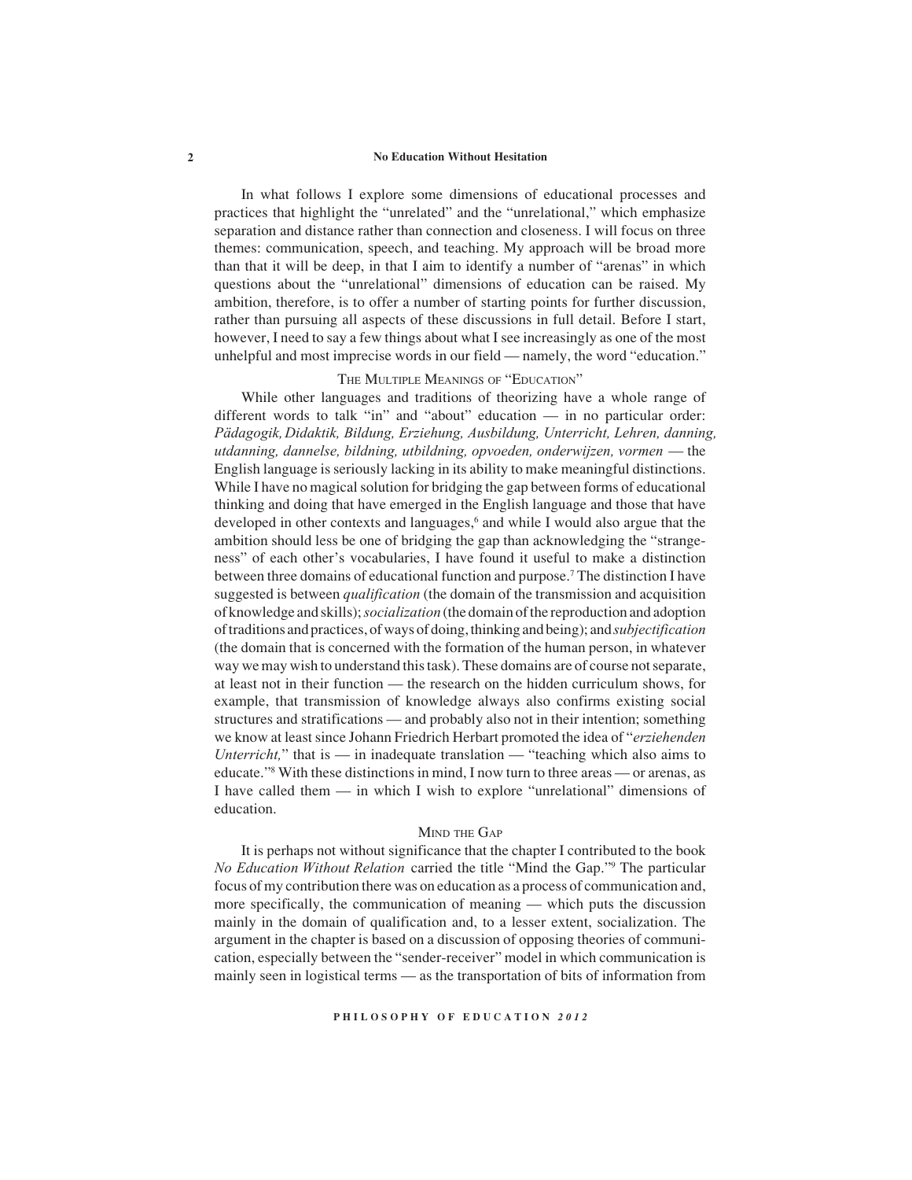In what follows I explore some dimensions of educational processes and practices that highlight the "unrelated" and the "unrelational," which emphasize separation and distance rather than connection and closeness. I will focus on three themes: communication, speech, and teaching. My approach will be broad more than that it will be deep, in that I aim to identify a number of "arenas" in which questions about the "unrelational" dimensions of education can be raised. My ambition, therefore, is to offer a number of starting points for further discussion, rather than pursuing all aspects of these discussions in full detail. Before I start, however, I need to say a few things about what I see increasingly as one of the most unhelpful and most imprecise words in our field — namely, the word "education."

## The Multiple Meanings of "Education"

While other languages and traditions of theorizing have a whole range of different words to talk "in" and "about" education — in no particular order: *Pädagogik, Didaktik, Bildung, Erziehung, Ausbildung, Unterricht, Lehren, danning, utdanning, dannelse, bildning, utbildning, opvoeden, onderwijzen, vormen* — the English language is seriously lacking in its ability to make meaningful distinctions. While I have no magical solution for bridging the gap between forms of educational thinking and doing that have emerged in the English language and those that have developed in other contexts and languages,[6] and while I would also argue that the ambition should less be one of bridging the gap than acknowledging the "strangeness" of each other's vocabularies, I have found it useful to make a distinction between three domains of educational function and purpose.[7] The distinction I have suggested is between *qualification* (the domain of the transmission and acquisition of knowledge and skills); *socialization* (the domain of the reproduction and adoption of traditions and practices, of ways of doing, thinking and being); and *subjectification* (the domain that is concerned with the formation of the human person, in whatever way we may wish to understand this task). These domains are of course not separate, at least not in their function — the research on the hidden curriculum shows, for example, that transmission of knowledge always also confirms existing social structures and stratifications — and probably also not in their intention; something we know at least since Johann Friedrich Herbart promoted the idea of "*erziehenden Unterricht,*" that is — in inadequate translation — "teaching which also aims to educate."[8] With these distinctions in mind, I now turn to three areas — or arenas, as I have called them — in which I wish to explore "unrelational" dimensions of education.

## Mind the Gap

It is perhaps not without significance that the chapter I contributed to the book *No Education Without Relation* carried the title "Mind the Gap."[9] The particular focus of my contribution there was on education as a process of communication and, more specifically, the communication of meaning — which puts the discussion mainly in the domain of qualification and, to a lesser extent, socialization. The argument in the chapter is based on a discussion of opposing theories of communication, especially between the "sender-receiver" model in which communication is mainly seen in logistical terms — as the transportation of bits of information from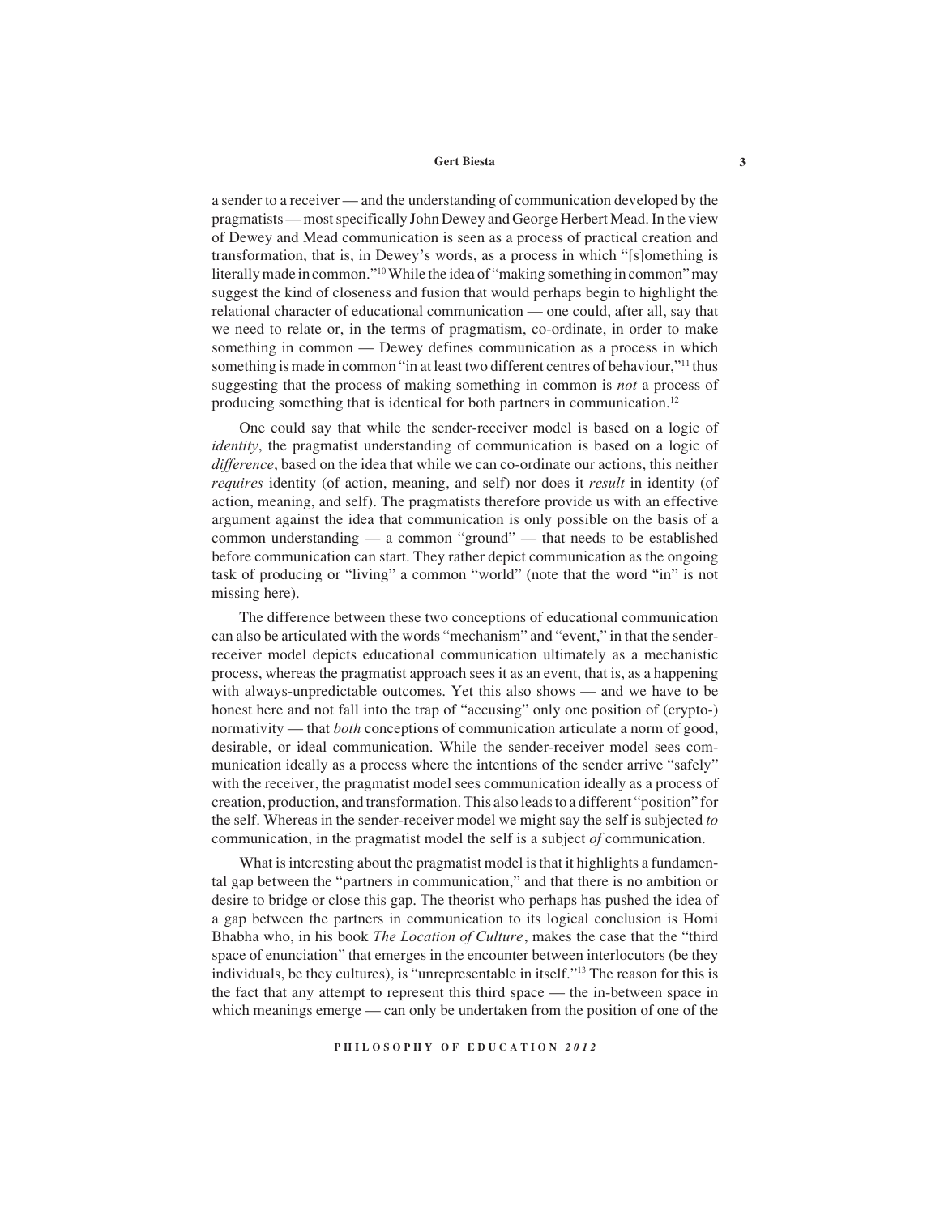a sender to a receiver — and the understanding of communication developed by the pragmatists — most specifically John Dewey and George Herbert Mead. In the view of Dewey and Mead communication is seen as a process of practical creation and transformation, that is, in Dewey's words, as a process in which "[s]omething is literally made in common."[10] While the idea of "making something in common" may suggest the kind of closeness and fusion that would perhaps begin to highlight the relational character of educational communication — one could, after all, say that we need to relate or, in the terms of pragmatism, co-ordinate, in order to make something in common — Dewey defines communication as a process in which something is made in common "in at least two different centres of behaviour,"[11] thus suggesting that the process of making something in common is *not* a process of producing something that is identical for both partners in communication.[12]

One could say that while the sender-receiver model is based on a logic of *identity*, the pragmatist understanding of communication is based on a logic of *difference*, based on the idea that while we can co-ordinate our actions, this neither *requires* identity (of action, meaning, and self) nor does it *result* in identity (of action, meaning, and self). The pragmatists therefore provide us with an effective argument against the idea that communication is only possible on the basis of a common understanding — a common "ground" — that needs to be established before communication can start. They rather depict communication as the ongoing task of producing or "living" a common "world" (note that the word "in" is not missing here).

The difference between these two conceptions of educational communication can also be articulated with the words "mechanism" and "event," in that the sender-receiver model depicts educational communication ultimately as a mechanistic process, whereas the pragmatist approach sees it as an event, that is, as a happening with always-unpredictable outcomes. Yet this also shows — and we have to be honest here and not fall into the trap of "accusing" only one position of (crypto-) normativity — that *both* conceptions of communication articulate a norm of good, desirable, or ideal communication. While the sender-receiver model sees communication ideally as a process where the intentions of the sender arrive "safely" with the receiver, the pragmatist model sees communication ideally as a process of creation, production, and transformation. This also leads to a different "position" for the self. Whereas in the sender-receiver model we might say the self is subjected *to* communication, in the pragmatist model the self is a subject *of* communication.

What is interesting about the pragmatist model is that it highlights a fundamental gap between the "partners in communication," and that there is no ambition or desire to bridge or close this gap. The theorist who perhaps has pushed the idea of a gap between the partners in communication to its logical conclusion is Homi Bhabha who, in his book *The Location of Culture*, makes the case that the "third space of enunciation" that emerges in the encounter between interlocutors (be they individuals, be they cultures), is "unrepresentable in itself."[13] The reason for this is the fact that any attempt to represent this third space — the in-between space in which meanings emerge — can only be undertaken from the position of one of the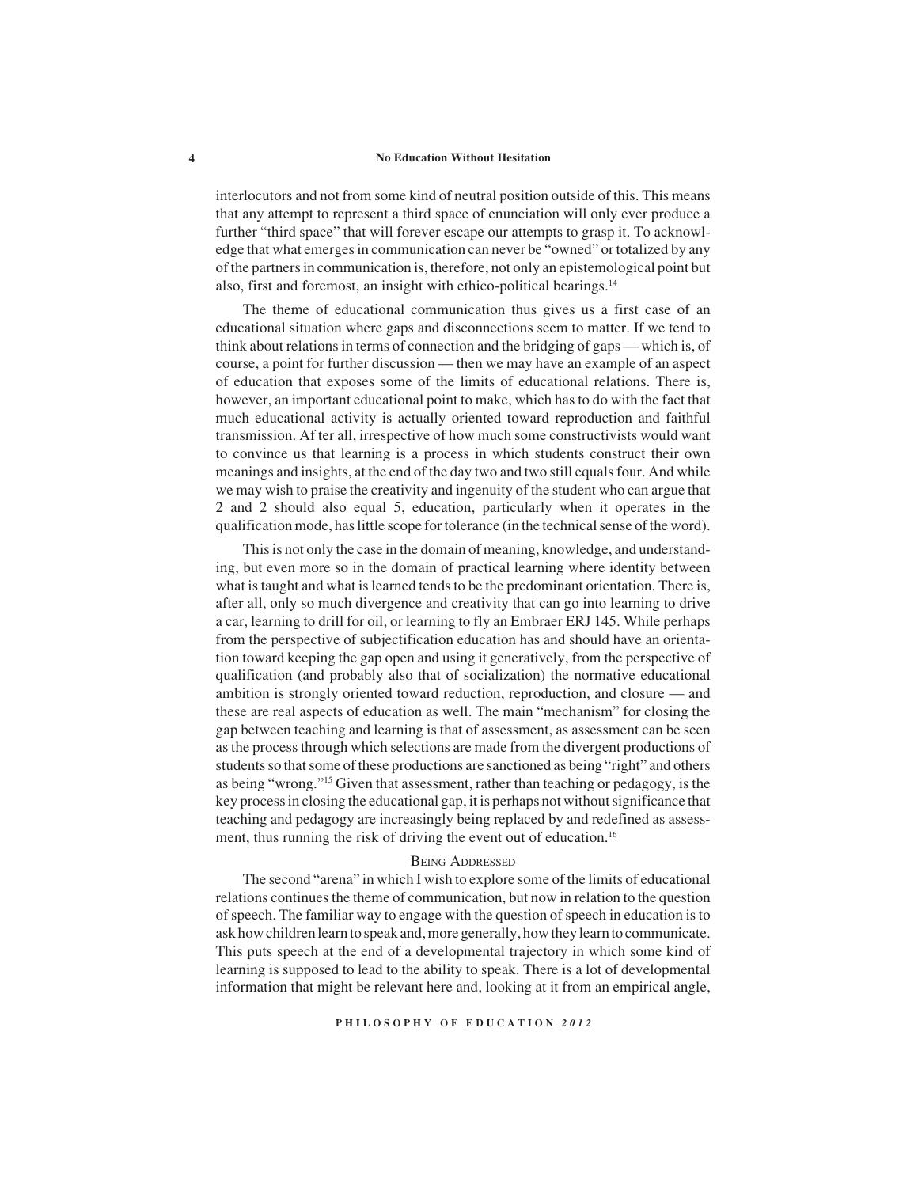interlocutors and not from some kind of neutral position outside of this. This means that any attempt to represent a third space of enunciation will only ever produce a further "third space" that will forever escape our attempts to grasp it. To acknowledge that what emerges in communication can never be "owned" or totalized by any of the partners in communication is, therefore, not only an epistemological point but also, first and foremost, an insight with ethico-political bearings.[14]

The theme of educational communication thus gives us a first case of an educational situation where gaps and disconnections seem to matter. If we tend to think about relations in terms of connection and the bridging of gaps — which is, of course, a point for further discussion — then we may have an example of an aspect of education that exposes some of the limits of educational relations. There is, however, an important educational point to make, which has to do with the fact that much educational activity is actually oriented toward reproduction and faithful transmission. Af ter all, irrespective of how much some constructivists would want to convince us that learning is a process in which students construct their own meanings and insights, at the end of the day two and two still equals four. And while we may wish to praise the creativity and ingenuity of the student who can argue that 2 and 2 should also equal 5, education, particularly when it operates in the qualification mode, has little scope for tolerance (in the technical sense of the word).

This is not only the case in the domain of meaning, knowledge, and understanding, but even more so in the domain of practical learning where identity between what is taught and what is learned tends to be the predominant orientation. There is, after all, only so much divergence and creativity that can go into learning to drive a car, learning to drill for oil, or learning to fly an Embraer ERJ 145. While perhaps from the perspective of subjectification education has and should have an orientation toward keeping the gap open and using it generatively, from the perspective of qualification (and probably also that of socialization) the normative educational ambition is strongly oriented toward reduction, reproduction, and closure — and these are real aspects of education as well. The main "mechanism" for closing the gap between teaching and learning is that of assessment, as assessment can be seen as the process through which selections are made from the divergent productions of students so that some of these productions are sanctioned as being "right" and others as being "wrong."[15] Given that assessment, rather than teaching or pedagogy, is the key process in closing the educational gap, it is perhaps not without significance that teaching and pedagogy are increasingly being replaced by and redefined as assessment, thus running the risk of driving the event out of education.[16]

## Being Addressed

The second "arena" in which I wish to explore some of the limits of educational relations continues the theme of communication, but now in relation to the question of speech. The familiar way to engage with the question of speech in education is to ask how children learn to speak and, more generally, how they learn to communicate. This puts speech at the end of a developmental trajectory in which some kind of learning is supposed to lead to the ability to speak. There is a lot of developmental information that might be relevant here and, looking at it from an empirical angle,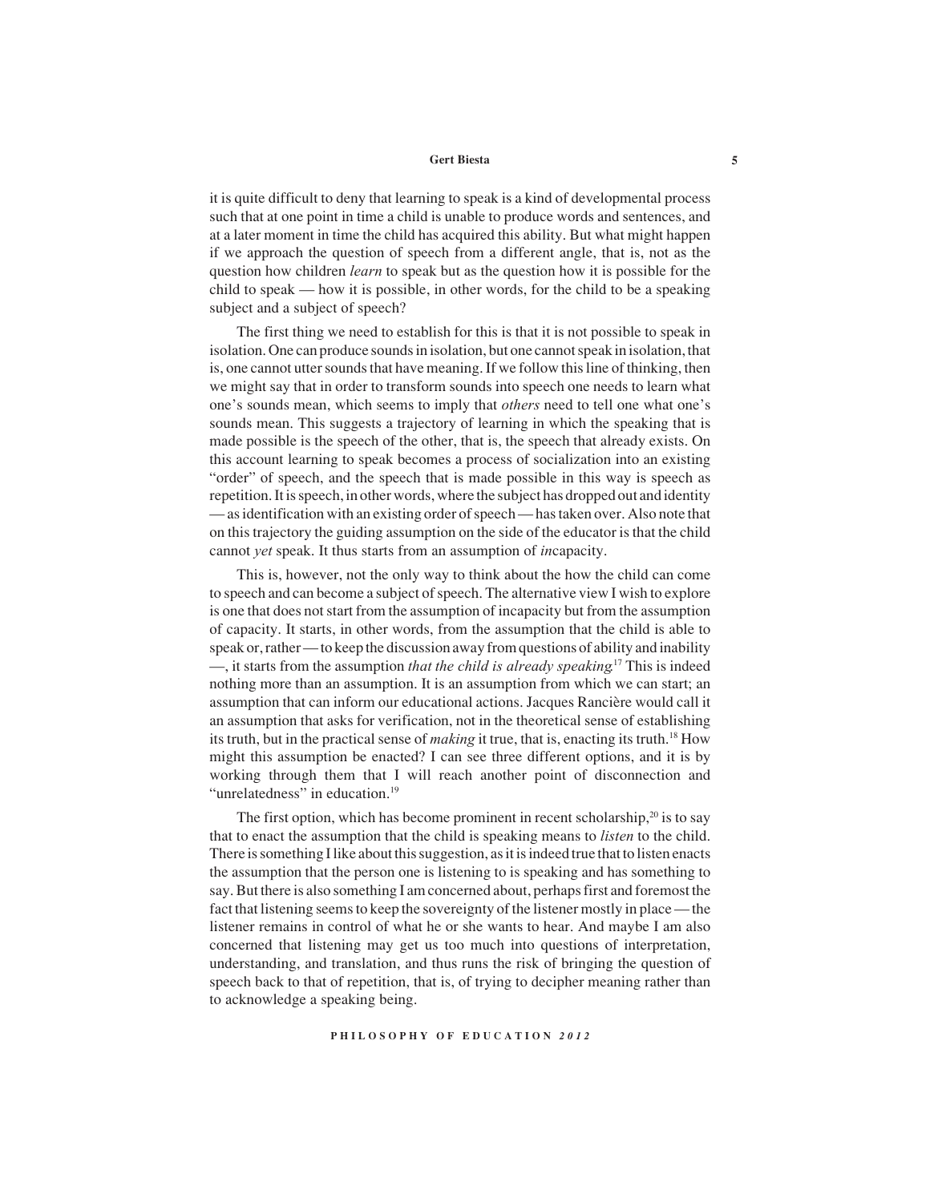it is quite difficult to deny that learning to speak is a kind of developmental process such that at one point in time a child is unable to produce words and sentences, and at a later moment in time the child has acquired this ability. But what might happen if we approach the question of speech from a different angle, that is, not as the question how children *learn* to speak but as the question how it is possible for the child to speak — how it is possible, in other words, for the child to be a speaking subject and a subject of speech?

The first thing we need to establish for this is that it is not possible to speak in isolation. One can produce sounds in isolation, but one cannot speak in isolation, that is, one cannot utter sounds that have meaning. If we follow this line of thinking, then we might say that in order to transform sounds into speech one needs to learn what one's sounds mean, which seems to imply that *others* need to tell one what one's sounds mean. This suggests a trajectory of learning in which the speaking that is made possible is the speech of the other, that is, the speech that already exists. On this account learning to speak becomes a process of socialization into an existing "order" of speech, and the speech that is made possible in this way is speech as repetition. It is speech, in other words, where the subject has dropped out and identity — as identification with an existing order of speech — has taken over. Also note that on this trajectory the guiding assumption on the side of the educator is that the child cannot *yet* speak. It thus starts from an assumption of *in*capacity.

This is, however, not the only way to think about the how the child can come to speech and can become a subject of speech. The alternative view I wish to explore is one that does not start from the assumption of incapacity but from the assumption of capacity. It starts, in other words, from the assumption that the child is able to speak or, rather — to keep the discussion away from questions of ability and inability —, it starts from the assumption *that the child is already speaking*.[17] This is indeed nothing more than an assumption. It is an assumption from which we can start; an assumption that can inform our educational actions. Jacques Rancière would call it an assumption that asks for verification, not in the theoretical sense of establishing its truth, but in the practical sense of *making* it true, that is, enacting its truth.[18] How might this assumption be enacted? I can see three different options, and it is by working through them that I will reach another point of disconnection and "unrelatedness" in education.[19]

The first option, which has become prominent in recent scholarship,[20] is to say that to enact the assumption that the child is speaking means to *listen* to the child. There is something I like about this suggestion, as it is indeed true that to listen enacts the assumption that the person one is listening to is speaking and has something to say. But there is also something I am concerned about, perhaps first and foremost the fact that listening seems to keep the sovereignty of the listener mostly in place — the listener remains in control of what he or she wants to hear. And maybe I am also concerned that listening may get us too much into questions of interpretation, understanding, and translation, and thus runs the risk of bringing the question of speech back to that of repetition, that is, of trying to decipher meaning rather than to acknowledge a speaking being.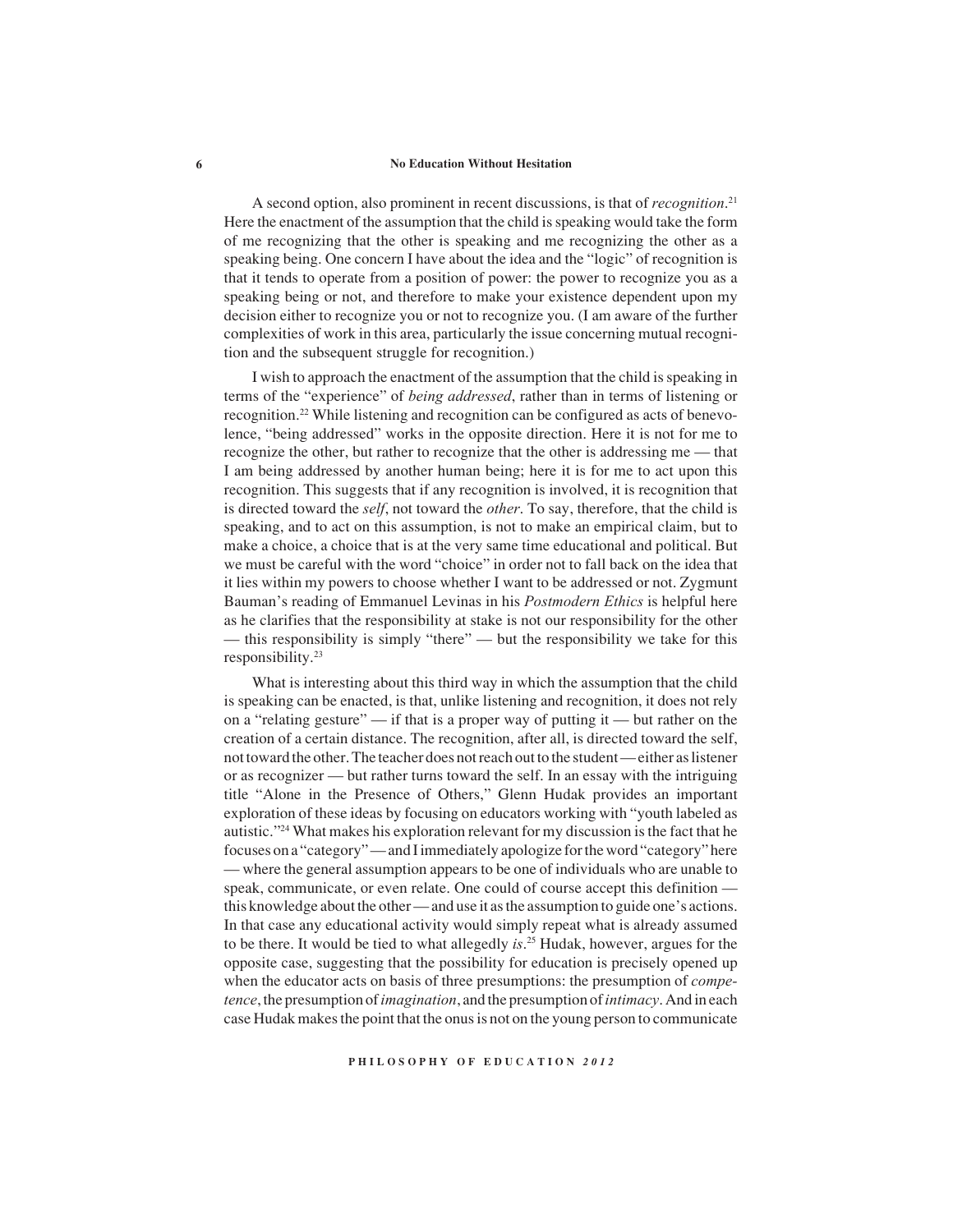A second option, also prominent in recent discussions, is that of *recognition*.[21] Here the enactment of the assumption that the child is speaking would take the form of me recognizing that the other is speaking and me recognizing the other as a speaking being. One concern I have about the idea and the "logic" of recognition is that it tends to operate from a position of power: the power to recognize you as a speaking being or not, and therefore to make your existence dependent upon my decision either to recognize you or not to recognize you. (I am aware of the further complexities of work in this area, particularly the issue concerning mutual recognition and the subsequent struggle for recognition.)

I wish to approach the enactment of the assumption that the child is speaking in terms of the "experience" of *being addressed*, rather than in terms of listening or recognition.[22] While listening and recognition can be configured as acts of benevolence, "being addressed" works in the opposite direction. Here it is not for me to recognize the other, but rather to recognize that the other is addressing me — that I am being addressed by another human being; here it is for me to act upon this recognition. This suggests that if any recognition is involved, it is recognition that is directed toward the *self*, not toward the *other*. To say, therefore, that the child is speaking, and to act on this assumption, is not to make an empirical claim, but to make a choice, a choice that is at the very same time educational and political. But we must be careful with the word "choice" in order not to fall back on the idea that it lies within my powers to choose whether I want to be addressed or not. Zygmunt Bauman's reading of Emmanuel Levinas in his *Postmodern Ethics* is helpful here as he clarifies that the responsibility at stake is not our responsibility for the other — this responsibility is simply "there" — but the responsibility we take for this responsibility.[23]

What is interesting about this third way in which the assumption that the child is speaking can be enacted, is that, unlike listening and recognition, it does not rely on a "relating gesture" — if that is a proper way of putting it — but rather on the creation of a certain distance. The recognition, after all, is directed toward the self, not toward the other. The teacher does not reach out to the student — either as listener or as recognizer — but rather turns toward the self. In an essay with the intriguing title "Alone in the Presence of Others," Glenn Hudak provides an important exploration of these ideas by focusing on educators working with "youth labeled as autistic."[24] What makes his exploration relevant for my discussion is the fact that he focuses on a "category" — and I immediately apologize for the word "category" here — where the general assumption appears to be one of individuals who are unable to speak, communicate, or even relate. One could of course accept this definition — this knowledge about the other — and use it as the assumption to guide one's actions. In that case any educational activity would simply repeat what is already assumed to be there. It would be tied to what allegedly *is*.[25] Hudak, however, argues for the opposite case, suggesting that the possibility for education is precisely opened up when the educator acts on basis of three presumptions: the presumption of *competence*, the presumption of *imagination*, and the presumption of *intimacy*. And in each case Hudak makes the point that the onus is not on the young person to communicate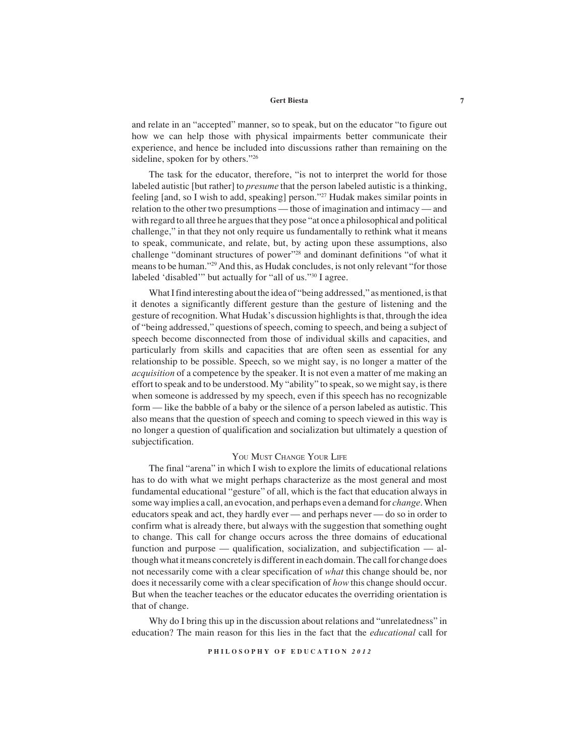and relate in an "accepted" manner, so to speak, but on the educator "to figure out how we can help those with physical impairments better communicate their experience, and hence be included into discussions rather than remaining on the sideline, spoken for by others."[26]

The task for the educator, therefore, "is not to interpret the world for those labeled autistic [but rather] to *presume* that the person labeled autistic is a thinking, feeling [and, so I wish to add, speaking] person."[27] Hudak makes similar points in relation to the other two presumptions — those of imagination and intimacy — and with regard to all three he argues that they pose "at once a philosophical and political challenge," in that they not only require us fundamentally to rethink what it means to speak, communicate, and relate, but, by acting upon these assumptions, also challenge "dominant structures of power"[28] and dominant definitions "of what it means to be human."[29] And this, as Hudak concludes, is not only relevant "for those labeled 'disabled'" but actually for "all of us."[30] I agree.

What I find interesting about the idea of "being addressed," as mentioned, is that it denotes a significantly different gesture than the gesture of listening and the gesture of recognition. What Hudak's discussion highlights is that, through the idea of "being addressed," questions of speech, coming to speech, and being a subject of speech become disconnected from those of individual skills and capacities, and particularly from skills and capacities that are often seen as essential for any relationship to be possible. Speech, so we might say, is no longer a matter of the *acquisition* of a competence by the speaker. It is not even a matter of me making an effort to speak and to be understood. My "ability" to speak, so we might say, is there when someone is addressed by my speech, even if this speech has no recognizable form — like the babble of a baby or the silence of a person labeled as autistic. This also means that the question of speech and coming to speech viewed in this way is no longer a question of qualification and socialization but ultimately a question of subjectification.

## You Must Change Your Life

The final "arena" in which I wish to explore the limits of educational relations has to do with what we might perhaps characterize as the most general and most fundamental educational "gesture" of all, which is the fact that education always in some way implies a call, an evocation, and perhaps even a demand for *change*. When educators speak and act, they hardly ever — and perhaps never — do so in order to confirm what is already there, but always with the suggestion that something ought to change. This call for change occurs across the three domains of educational function and purpose — qualification, socialization, and subjectification — although what it means concretely is different in each domain. The call for change does not necessarily come with a clear specification of *what* this change should be, nor does it necessarily come with a clear specification of *how* this change should occur. But when the teacher teaches or the educator educates the overriding orientation is that of change.

Why do I bring this up in the discussion about relations and "unrelatedness" in education? The main reason for this lies in the fact that the *educational* call for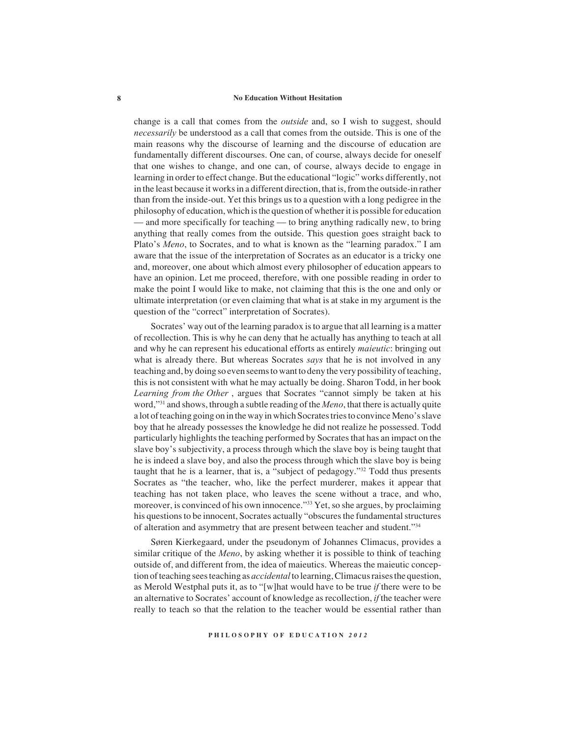change is a call that comes from the *outside* and, so I wish to suggest, should *necessarily* be understood as a call that comes from the outside. This is one of the main reasons why the discourse of learning and the discourse of education are fundamentally different discourses. One can, of course, always decide for oneself that one wishes to change, and one can, of course, always decide to engage in learning in order to effect change. But the educational "logic" works differently, not in the least because it works in a different direction, that is, from the outside-in rather than from the inside-out. Yet this brings us to a question with a long pedigree in the philosophy of education, which is the question of whether it is possible for education — and more specifically for teaching — to bring anything radically new, to bring anything that really comes from the outside. This question goes straight back to Plato's *Meno*, to Socrates, and to what is known as the "learning paradox." I am aware that the issue of the interpretation of Socrates as an educator is a tricky one and, moreover, one about which almost every philosopher of education appears to have an opinion. Let me proceed, therefore, with one possible reading in order to make the point I would like to make, not claiming that this is the one and only or ultimate interpretation (or even claiming that what is at stake in my argument is the question of the "correct" interpretation of Socrates).

Socrates' way out of the learning paradox is to argue that all learning is a matter of recollection. This is why he can deny that he actually has anything to teach at all and why he can represent his educational efforts as entirely *maieutic*: bringing out what is already there. But whereas Socrates *says* that he is not involved in any teaching and, by doing so even seems to want to deny the very possibility of teaching, this is not consistent with what he may actually be doing. Sharon Todd, in her book *Learning from the Other* , argues that Socrates "cannot simply be taken at his word,"[31] and shows, through a subtle reading of the *Meno*, that there is actually quite a lot of teaching going on in the way in which Socrates tries to convince Meno's slave boy that he already possesses the knowledge he did not realize he possessed. Todd particularly highlights the teaching performed by Socrates that has an impact on the slave boy's subjectivity, a process through which the slave boy is being taught that he is indeed a slave boy, and also the process through which the slave boy is being taught that he is a learner, that is, a "subject of pedagogy."[32] Todd thus presents Socrates as "the teacher, who, like the perfect murderer, makes it appear that teaching has not taken place, who leaves the scene without a trace, and who, moreover, is convinced of his own innocence."[33] Yet, so she argues, by proclaiming his questions to be innocent, Socrates actually "obscures the fundamental structures of alteration and asymmetry that are present between teacher and student."[34]

Søren Kierkegaard, under the pseudonym of Johannes Climacus, provides a similar critique of the *Meno*, by asking whether it is possible to think of teaching outside of, and different from, the idea of maieutics. Whereas the maieutic conception of teaching sees teaching as *accidental* to learning, Climacus raises the question, as Merold Westphal puts it, as to "[w]hat would have to be true *if* there were to be an alternative to Socrates' account of knowledge as recollection, *if* the teacher were really to teach so that the relation to the teacher would be essential rather than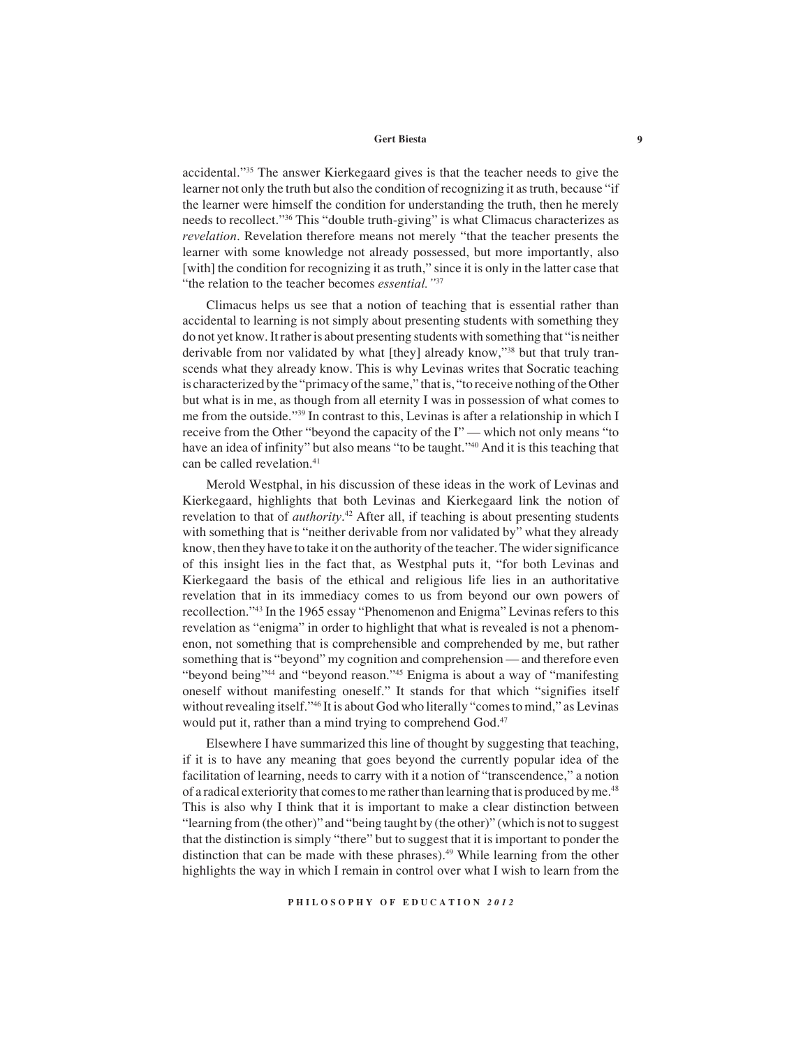accidental."[35] The answer Kierkegaard gives is that the teacher needs to give the learner not only the truth but also the condition of recognizing it as truth, because "if the learner were himself the condition for understanding the truth, then he merely needs to recollect."[36] This "double truth-giving" is what Climacus characterizes as *revelation*. Revelation therefore means not merely "that the teacher presents the learner with some knowledge not already possessed, but more importantly, also [with] the condition for recognizing it as truth," since it is only in the latter case that "the relation to the teacher becomes *essential.*"[37]

Climacus helps us see that a notion of teaching that is essential rather than accidental to learning is not simply about presenting students with something they do not yet know. It rather is about presenting students with something that "is neither derivable from nor validated by what [they] already know,"[38] but that truly transcends what they already know. This is why Levinas writes that Socratic teaching is characterized by the "primacy of the same," that is, "to receive nothing of the Other but what is in me, as though from all eternity I was in possession of what comes to me from the outside."[39] In contrast to this, Levinas is after a relationship in which I receive from the Other "beyond the capacity of the I" — which not only means "to have an idea of infinity" but also means "to be taught."[40] And it is this teaching that can be called revelation.[41]

Merold Westphal, in his discussion of these ideas in the work of Levinas and Kierkegaard, highlights that both Levinas and Kierkegaard link the notion of revelation to that of *authority*.[42] After all, if teaching is about presenting students with something that is "neither derivable from nor validated by" what they already know, then they have to take it on the authority of the teacher. The wider significance of this insight lies in the fact that, as Westphal puts it, "for both Levinas and Kierkegaard the basis of the ethical and religious life lies in an authoritative revelation that in its immediacy comes to us from beyond our own powers of recollection."[43] In the 1965 essay "Phenomenon and Enigma" Levinas refers to this revelation as "enigma" in order to highlight that what is revealed is not a phenomenon, not something that is comprehensible and comprehended by me, but rather something that is "beyond" my cognition and comprehension — and therefore even "beyond being"[44] and "beyond reason."[45] Enigma is about a way of "manifesting oneself without manifesting oneself." It stands for that which "signifies itself without revealing itself."[46] It is about God who literally "comes to mind," as Levinas would put it, rather than a mind trying to comprehend God.[47]

Elsewhere I have summarized this line of thought by suggesting that teaching, if it is to have any meaning that goes beyond the currently popular idea of the facilitation of learning, needs to carry with it a notion of "transcendence," a notion of a radical exteriority that comes to me rather than learning that is produced by me.[48] This is also why I think that it is important to make a clear distinction between "learning from (the other)" and "being taught by (the other)" (which is not to suggest that the distinction is simply "there" but to suggest that it is important to ponder the distinction that can be made with these phrases).[49] While learning from the other highlights the way in which I remain in control over what I wish to learn from the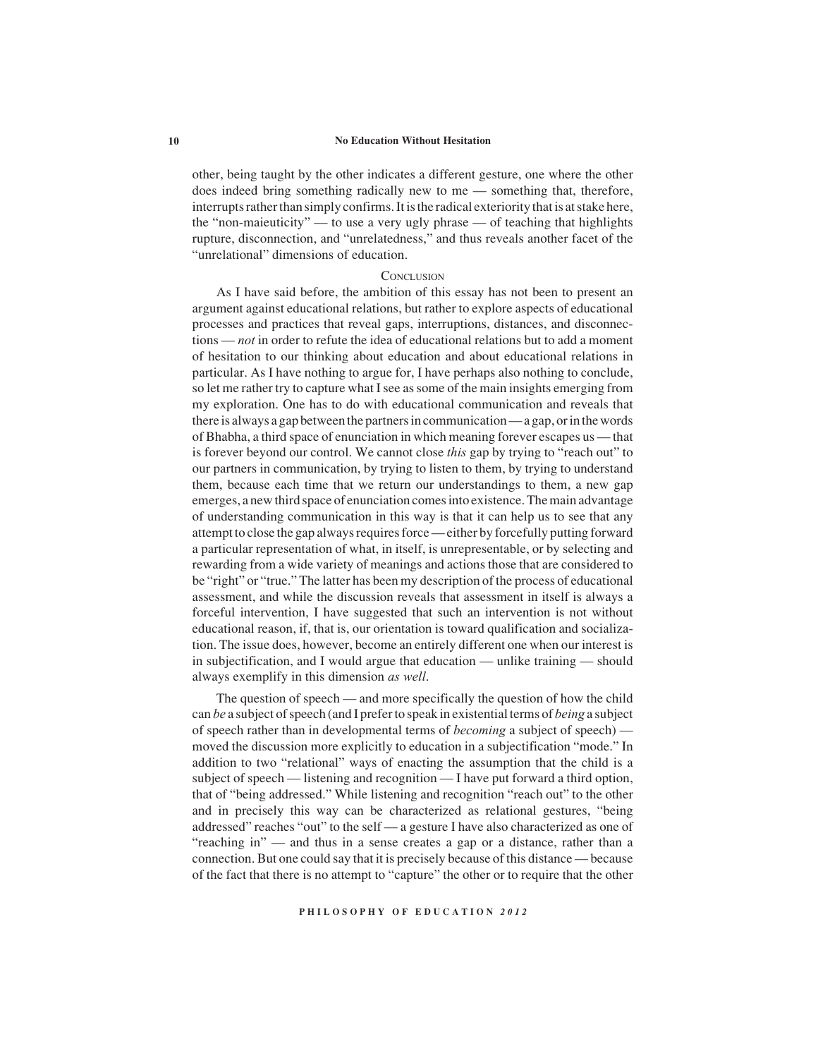other, being taught by the other indicates a different gesture, one where the other does indeed bring something radically new to me — something that, therefore, interrupts rather than simply confirms. It is the radical exteriority that is at stake here, the "non-maieuticity" — to use a very ugly phrase — of teaching that highlights rupture, disconnection, and "unrelatedness," and thus reveals another facet of the "unrelational" dimensions of education.

## Conclusion

As I have said before, the ambition of this essay has not been to present an argument against educational relations, but rather to explore aspects of educational processes and practices that reveal gaps, interruptions, distances, and disconnections — *not* in order to refute the idea of educational relations but to add a moment of hesitation to our thinking about education and about educational relations in particular. As I have nothing to argue for, I have perhaps also nothing to conclude, so let me rather try to capture what I see as some of the main insights emerging from my exploration. One has to do with educational communication and reveals that there is always a gap between the partners in communication — a gap, or in the words of Bhabha, a third space of enunciation in which meaning forever escapes us — that is forever beyond our control. We cannot close *this* gap by trying to "reach out" to our partners in communication, by trying to listen to them, by trying to understand them, because each time that we return our understandings to them, a new gap emerges, a new third space of enunciation comes into existence. The main advantage of understanding communication in this way is that it can help us to see that any attempt to close the gap always requires force — either by forcefully putting forward a particular representation of what, in itself, is unrepresentable, or by selecting and rewarding from a wide variety of meanings and actions those that are considered to be "right" or "true." The latter has been my description of the process of educational assessment, and while the discussion reveals that assessment in itself is always a forceful intervention, I have suggested that such an intervention is not without educational reason, if, that is, our orientation is toward qualification and socialization. The issue does, however, become an entirely different one when our interest is in subjectification, and I would argue that education — unlike training — should always exemplify in this dimension *as well*.

The question of speech — and more specifically the question of how the child can *be* a subject of speech (and I prefer to speak in existential terms of *being* a subject of speech rather than in developmental terms of *becoming* a subject of speech) — moved the discussion more explicitly to education in a subjectification "mode." In addition to two "relational" ways of enacting the assumption that the child is a subject of speech — listening and recognition — I have put forward a third option, that of "being addressed." While listening and recognition "reach out" to the other and in precisely this way can be characterized as relational gestures, "being addressed" reaches "out" to the self — a gesture I have also characterized as one of "reaching in" — and thus in a sense creates a gap or a distance, rather than a connection. But one could say that it is precisely because of this distance — because of the fact that there is no attempt to "capture" the other or to require that the other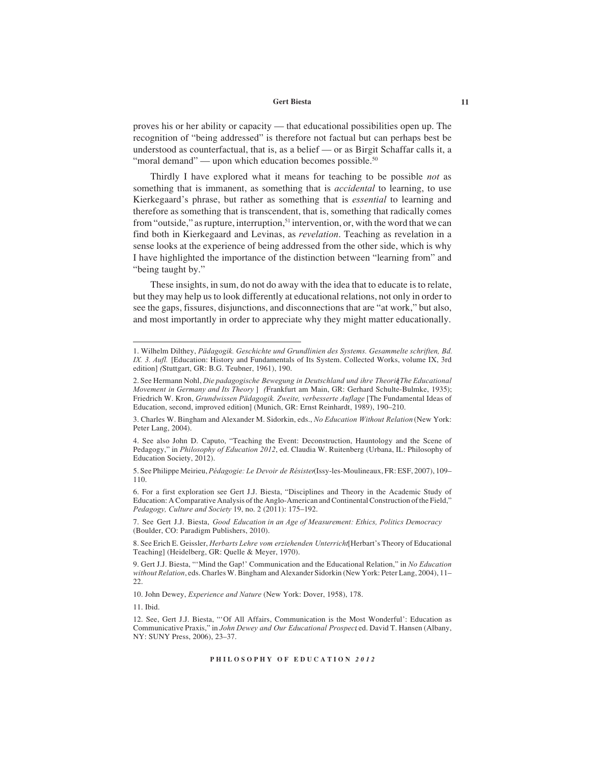proves his or her ability or capacity — that educational possibilities open up. The recognition of "being addressed" is therefore not factual but can perhaps best be understood as counterfactual, that is, as a belief — or as Birgit Schaffar calls it, a "moral demand" — upon which education becomes possible.[50]

Thirdly I have explored what it means for teaching to be possible *not* as something that is immanent, as something that is *accidental* to learning, to use Kierkegaard's phrase, but rather as something that is *essential* to learning and therefore as something that is transcendent, that is, something that radically comes from "outside," as rupture, interruption,[51] intervention, or, with the word that we can find both in Kierkegaard and Levinas, as *revelation*. Teaching as revelation in a sense looks at the experience of being addressed from the other side, which is why I have highlighted the importance of the distinction between "learning from" and "being taught by."

These insights, in sum, do not do away with the idea that to educate is to relate, but they may help us to look differently at educational relations, not only in order to see the gaps, fissures, disjunctions, and disconnections that are "at work," but also, and most importantly in order to appreciate why they might matter educationally.

---

1. Wilhelm Dilthey, *Pädagogik. Geschichte und Grundlinien des Systems. Gesammelte schriften, Bd. IX. 3. Aufl.* [Education: History and Fundamentals of Its System. Collected Works, volume IX, 3rd edition] (Stuttgart, GR: B.G. Teubner, 1961), 190.

2. See Hermann Nohl, *Die padagogische Bewegung in Deutschland und ihre Theorie* [*The Educational Movement in Germany and Its Theory* ] (Frankfurt am Main, GR: Gerhard Schulte-Bulmke, 1935); Friedrich W. Kron, *Grundwissen Pädagogik. Zweite, verbesserte Auflage* [The Fundamental Ideas of Education, second, improved edition] (Munich, GR: Ernst Reinhardt, 1989), 190–210.

3. Charles W. Bingham and Alexander M. Sidorkin, eds., *No Education Without Relation* (New York: Peter Lang, 2004).

4. See also John D. Caputo, "Teaching the Event: Deconstruction, Hauntology and the Scene of Pedagogy," in *Philosophy of Education 2012*, ed. Claudia W. Ruitenberg (Urbana, IL: Philosophy of Education Society, 2012).

5. See Philippe Meirieu, *Pédagogie: Le Devoir de Résister* (Issy-les-Moulineaux, FR: ESF, 2007), 109–110.

6. For a first exploration see Gert J.J. Biesta, "Disciplines and Theory in the Academic Study of Education: A Comparative Analysis of the Anglo-American and Continental Construction of the Field," *Pedagogy, Culture and Society* 19, no. 2 (2011): 175–192.

7. See Gert J.J. Biesta, *Good Education in an Age of Measurement: Ethics, Politics Democracy* (Boulder, CO: Paradigm Publishers, 2010).

8. See Erich E. Geissler, *Herbarts Lehre vom erziehenden Unterricht* [Herbart's Theory of Educational Teaching] (Heidelberg, GR: Quelle & Meyer, 1970).

9. Gert J.J. Biesta, "'Mind the Gap!' Communication and the Educational Relation," in *No Education without Relation*, eds. Charles W. Bingham and Alexander Sidorkin (New York: Peter Lang, 2004), 11–22.

10. John Dewey, *Experience and Nature* (New York: Dover, 1958), 178.

11. Ibid.

12. See, Gert J.J. Biesta, "'Of All Affairs, Communication is the Most Wonderful': Education as Communicative Praxis," in *John Dewey and Our Educational Prospect*, ed. David T. Hansen (Albany, NY: SUNY Press, 2006), 23–37.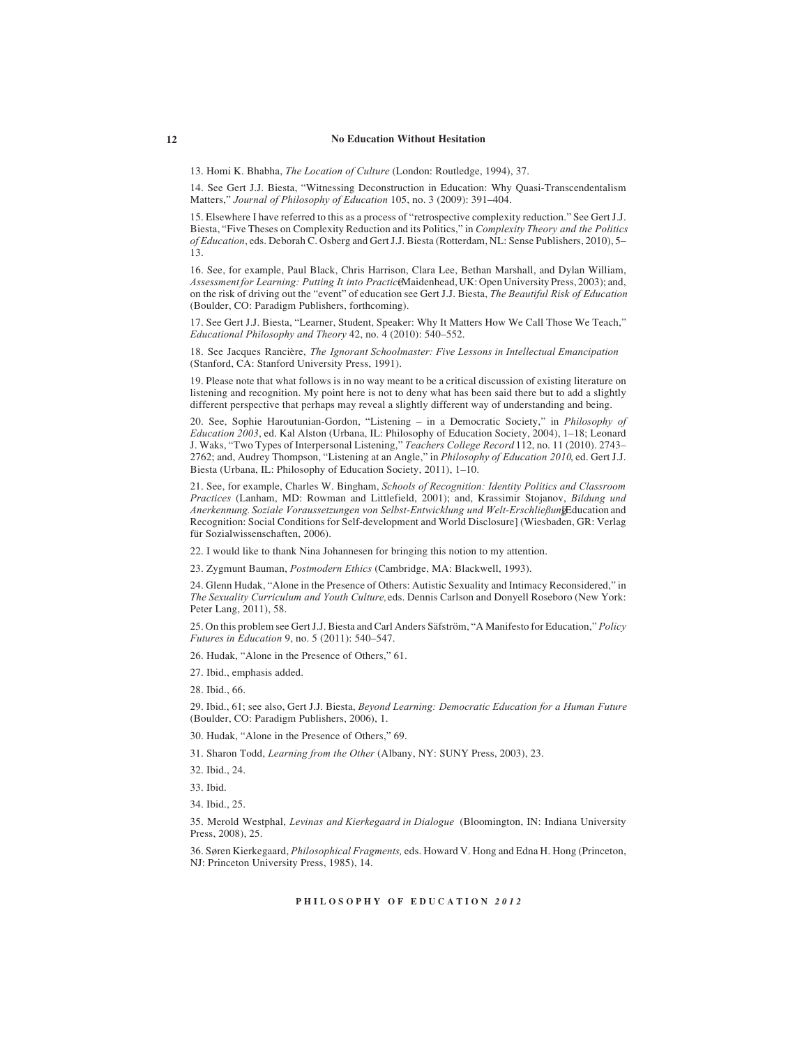13. Homi K. Bhabha, *The Location of Culture* (London: Routledge, 1994), 37.

14. See Gert J.J. Biesta, "Witnessing Deconstruction in Education: Why Quasi-Transcendentalism Matters," *Journal of Philosophy of Education* 105, no. 3 (2009): 391–404.

15. Elsewhere I have referred to this as a process of "retrospective complexity reduction." See Gert J.J. Biesta, "Five Theses on Complexity Reduction and its Politics," in *Complexity Theory and the Politics of Education*, eds. Deborah C. Osberg and Gert J.J. Biesta (Rotterdam, NL: Sense Publishers, 2010), 5–13.

16. See, for example, Paul Black, Chris Harrison, Clara Lee, Bethan Marshall, and Dylan William, *Assessment for Learning: Putting It into Practice* (Maidenhead, UK: Open University Press, 2003); and, on the risk of driving out the "event" of education see Gert J.J. Biesta, *The Beautiful Risk of Education* (Boulder, CO: Paradigm Publishers, forthcoming).

17. See Gert J.J. Biesta, "Learner, Student, Speaker: Why It Matters How We Call Those We Teach," *Educational Philosophy and Theory* 42, no. 4 (2010): 540–552.

18. See Jacques Rancière, *The Ignorant Schoolmaster: Five Lessons in Intellectual Emancipation* (Stanford, CA: Stanford University Press, 1991).

19. Please note that what follows is in no way meant to be a critical discussion of existing literature on listening and recognition. My point here is not to deny what has been said there but to add a slightly different perspective that perhaps may reveal a slightly different way of understanding and being.

20. See, Sophie Haroutunian-Gordon, "Listening – in a Democratic Society," in *Philosophy of Education 2003*, ed. Kal Alston (Urbana, IL: Philosophy of Education Society, 2004), 1–18; Leonard J. Waks, "Two Types of Interpersonal Listening," *Teachers College Record* 112, no. 11 (2010). 2743–2762; and, Audrey Thompson, "Listening at an Angle," in *Philosophy of Education 2010*, ed. Gert J.J. Biesta (Urbana, IL: Philosophy of Education Society, 2011), 1–10.

21. See, for example, Charles W. Bingham, *Schools of Recognition: Identity Politics and Classroom Practices* (Lanham, MD: Rowman and Littlefield, 2001); and, Krassimir Stojanov, *Bildung und Anerkennung. Soziale Voraussetzungen von Selbst-Entwicklung und Welt-Erschließung* [Education and Recognition: Social Conditions for Self-development and World Disclosure] (Wiesbaden, GR: Verlag für Sozialwissenschaften, 2006).

22. I would like to thank Nina Johannesen for bringing this notion to my attention.

23. Zygmunt Bauman, *Postmodern Ethics* (Cambridge, MA: Blackwell, 1993).

24. Glenn Hudak, "Alone in the Presence of Others: Autistic Sexuality and Intimacy Reconsidered," in *The Sexuality Curriculum and Youth Culture,* eds. Dennis Carlson and Donyell Roseboro (New York: Peter Lang, 2011), 58.

25. On this problem see Gert J.J. Biesta and Carl Anders Säfström, "A Manifesto for Education," *Policy Futures in Education* 9, no. 5 (2011): 540–547.

26. Hudak, "Alone in the Presence of Others," 61.

27. Ibid., emphasis added.

28. Ibid., 66.

29. Ibid., 61; see also, Gert J.J. Biesta, *Beyond Learning: Democratic Education for a Human Future* (Boulder, CO: Paradigm Publishers, 2006), 1.

30. Hudak, "Alone in the Presence of Others," 69.

31. Sharon Todd, *Learning from the Other* (Albany, NY: SUNY Press, 2003), 23.

32. Ibid., 24.

33. Ibid.

34. Ibid., 25.

35. Merold Westphal, *Levinas and Kierkegaard in Dialogue* (Bloomington, IN: Indiana University Press, 2008), 25.

36. Søren Kierkegaard, *Philosophical Fragments,* eds. Howard V. Hong and Edna H. Hong (Princeton, NJ: Princeton University Press, 1985), 14.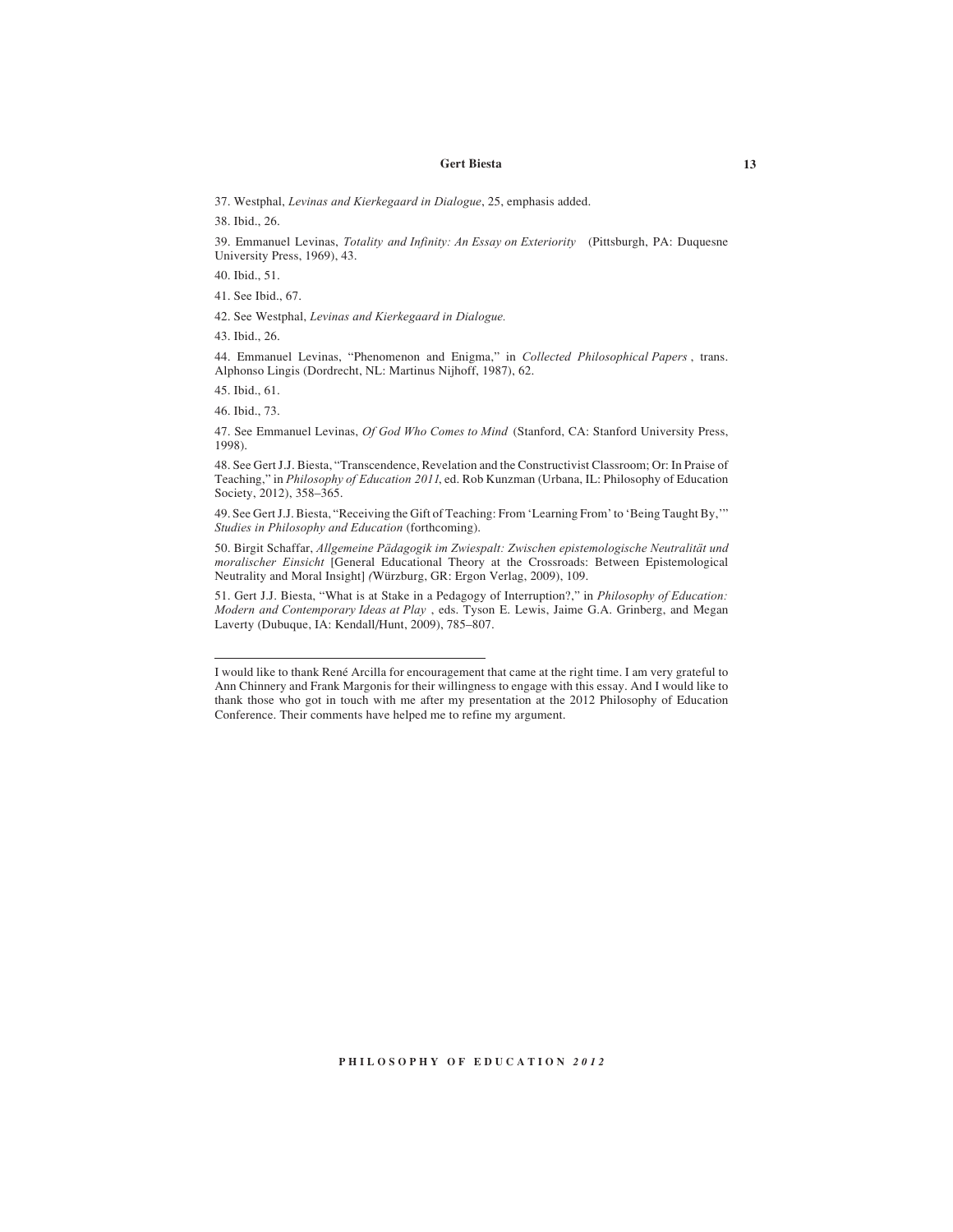37. Westphal, *Levinas and Kierkegaard in Dialogue*, 25, emphasis added.

38. Ibid., 26.

39. Emmanuel Levinas, *Totality and Infinity: An Essay on Exteriority* (Pittsburgh, PA: Duquesne University Press, 1969), 43.

40. Ibid., 51.

41. See Ibid., 67.

42. See Westphal, *Levinas and Kierkegaard in Dialogue.*

43. Ibid., 26.

44. Emmanuel Levinas, "Phenomenon and Enigma," in *Collected Philosophical Papers* , trans. Alphonso Lingis (Dordrecht, NL: Martinus Nijhoff, 1987), 62.

45. Ibid., 61.

46. Ibid., 73.

47. See Emmanuel Levinas, *Of God Who Comes to Mind* (Stanford, CA: Stanford University Press, 1998).

48. See Gert J.J. Biesta, "Transcendence, Revelation and the Constructivist Classroom; Or: In Praise of Teaching," in *Philosophy of Education 2011*, ed. Rob Kunzman (Urbana, IL: Philosophy of Education Society, 2012), 358–365.

49. See Gert J.J. Biesta, "Receiving the Gift of Teaching: From 'Learning From' to 'Being Taught By,'" *Studies in Philosophy and Education* (forthcoming).

50. Birgit Schaffar, *Allgemeine Pädagogik im Zwiespalt: Zwischen epistemologische Neutralität und moralischer Einsicht* [General Educational Theory at the Crossroads: Between Epistemological Neutrality and Moral Insight] (Würzburg, GR: Ergon Verlag, 2009), 109.

51. Gert J.J. Biesta, "What is at Stake in a Pedagogy of Interruption?," in *Philosophy of Education: Modern and Contemporary Ideas at Play* , eds. Tyson E. Lewis, Jaime G.A. Grinberg, and Megan Laverty (Dubuque, IA: Kendall/Hunt, 2009), 785–807.

---

I would like to thank René Arcilla for encouragement that came at the right time. I am very grateful to Ann Chinnery and Frank Margonis for their willingness to engage with this essay. And I would like to thank those who got in touch with me after my presentation at the 2012 Philosophy of Education Conference. Their comments have helped me to refine my argument.